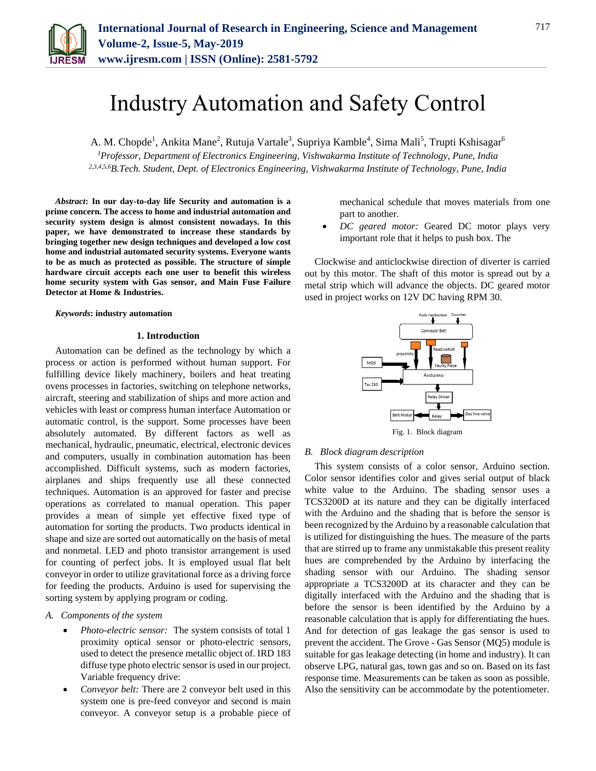# Industry Automation and Safety Control

A. M. Chopde[1], Ankita Mane[2], Rutuja Vartale[3], Supriya Kamble[4], Sima Mali[5], Trupti Kshisagar[6]

[1]*Professor, Department of Electronics Engineering, Vishwakarma Institute of Technology, Pune, India*
[2,3,4,5,6]*B.Tech. Student, Dept. of Electronics Engineering, Vishwakarma Institute of Technology, Pune, India*

***Abstract*: In our day-to-day life Security and automation is a prime concern. The access to home and industrial automation and security system design is almost consistent nowadays. In this paper, we have demonstrated to increase these standards by bringing together new design techniques and developed a low cost home and industrial automated security systems. Everyone wants to be as much as protected as possible. The structure of simple hardware circuit accepts each one user to benefit this wireless home security system with Gas sensor, and Main Fuse Failure Detector at Home & Industries.**

***Keywords*: industry automation**

## 1. Introduction

Automation can be defined as the technology by which a process or action is performed without human support. For fulfilling device likely machinery, boilers and heat treating ovens processes in factories, switching on telephone networks, aircraft, steering and stabilization of ships and more action and vehicles with least or compress human interface Automation or automatic control, is the support. Some processes have been absolutely automated. By different factors as well as mechanical, hydraulic, pneumatic, electrical, electronic devices and computers, usually in combination automation has been accomplished. Difficult systems, such as modern factories, airplanes and ships frequently use all these connected techniques. Automation is an approved for faster and precise operations as correlated to manual operation. This paper provides a mean of simple yet effective fixed type of automation for sorting the products. Two products identical in shape and size are sorted out automatically on the basis of metal and nonmetal. LED and photo transistor arrangement is used for counting of perfect jobs. It is employed usual flat belt conveyor in order to utilize gravitational force as a driving force for feeding the products. Arduino is used for supervising the sorting system by applying program or coding.

### A. Components of the system

- *Photo-electric sensor:* The system consists of total 1 proximity optical sensor or photo-electric sensors, used to detect the presence metallic object of. IRD 183 diffuse type photo electric sensor is used in our project. Variable frequency drive:
- *Conveyor belt:* There are 2 conveyor belt used in this system one is pre-feed conveyor and second is main conveyor. A conveyor setup is a probable piece of mechanical schedule that moves materials from one part to another.
- *DC geared motor:* Geared DC motor plays very important role that it helps to push box. The

Clockwise and anticlockwise direction of diverter is carried out by this motor. The shaft of this motor is spread out by a metal strip which will advance the objects. DC geared motor used in project works on 12V DC having RPM 30.

Fig. 1. Block diagram

### B. Block diagram description

This system consists of a color sensor, Arduino section. Color sensor identifies color and gives serial output of black white value to the Arduino. The shading sensor uses a TCS3200D at its nature and they can be digitally interfaced with the Arduino and the shading that is before the sensor is been recognized by the Arduino by a reasonable calculation that is utilized for distinguishing the hues. The measure of the parts that are stirred up to frame any unmistakable this present reality hues are comprehended by the Arduino by interfacing the shading sensor with our Arduino. The shading sensor appropriate a TCS3200D at its character and they can be digitally interfaced with the Arduino and the shading that is before the sensor is been identified by the Arduino by a reasonable calculation that is apply for differentiating the hues. And for detection of gas leakage the gas sensor is used to prevent the accident. The Grove - Gas Sensor (MQ5) module is suitable for gas leakage detecting (in home and industry). It can observe LPG, natural gas, town gas and so on. Based on its fast response time. Measurements can be taken as soon as possible. Also the sensitivity can be accommodate by the potentiometer.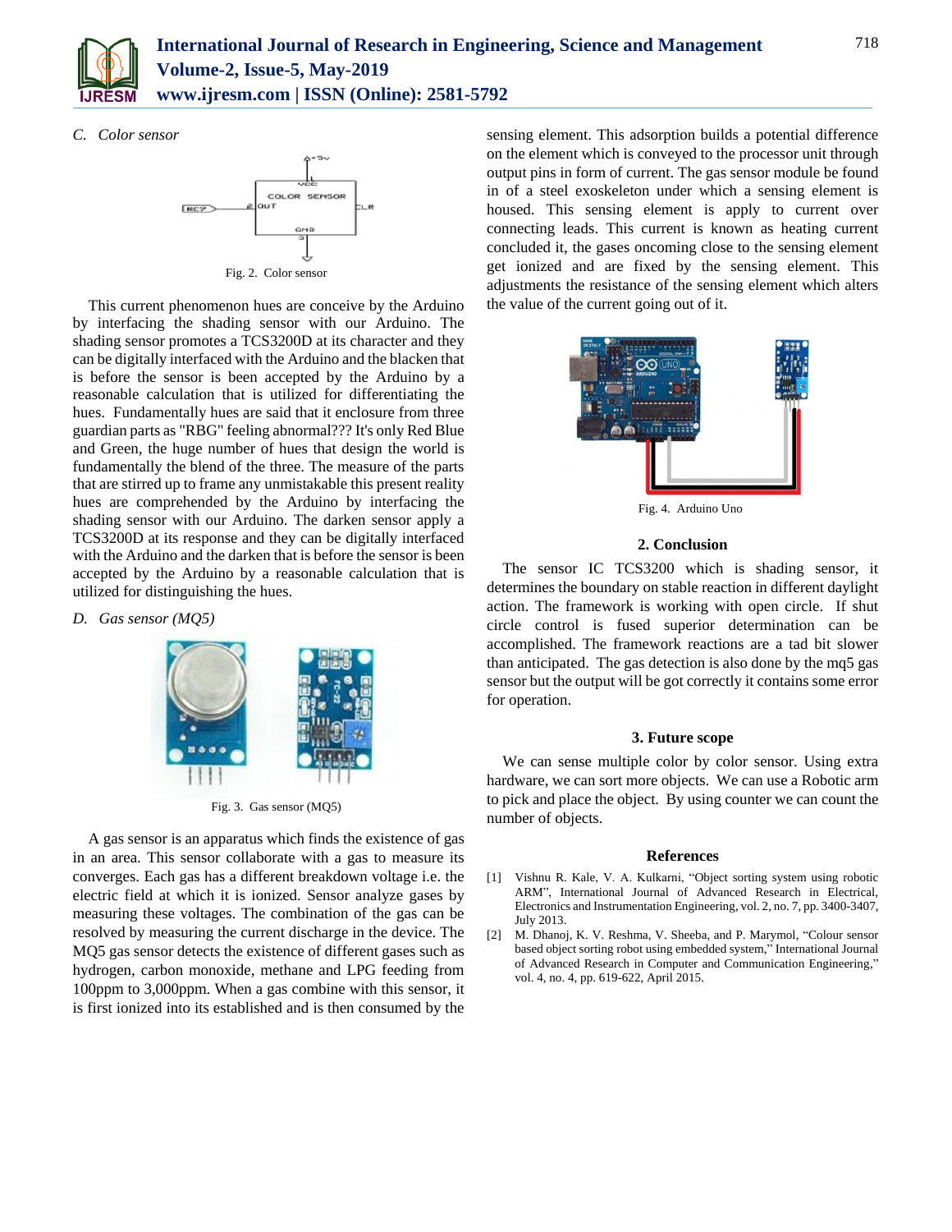### C. *Color sensor*

Fig. 2. Color sensor

This current phenomenon hues are conceive by the Arduino by interfacing the shading sensor with our Arduino. The shading sensor promotes a TCS3200D at its character and they can be digitally interfaced with the Arduino and the blacken that is before the sensor is been accepted by the Arduino by a reasonable calculation that is utilized for differentiating the hues. Fundamentally hues are said that it enclosure from three guardian parts as "RBG" feeling abnormal??? It's only Red Blue and Green, the huge number of hues that design the world is fundamentally the blend of the three. The measure of the parts that are stirred up to frame any unmistakable this present reality hues are comprehended by the Arduino by interfacing the shading sensor with our Arduino. The darken sensor apply a TCS3200D at its response and they can be digitally interfaced with the Arduino and the darken that is before the sensor is been accepted by the Arduino by a reasonable calculation that is utilized for distinguishing the hues.

### D. *Gas sensor (MQ5)*

Fig. 3. Gas sensor (MQ5)

A gas sensor is an apparatus which finds the existence of gas in an area. This sensor collaborate with a gas to measure its converges. Each gas has a different breakdown voltage i.e. the electric field at which it is ionized. Sensor analyze gases by measuring these voltages. The combination of the gas can be resolved by measuring the current discharge in the device. The MQ5 gas sensor detects the existence of different gases such as hydrogen, carbon monoxide, methane and LPG feeding from 100ppm to 3,000ppm. When a gas combine with this sensor, it is first ionized into its established and is then consumed by the sensing element. This adsorption builds a potential difference on the element which is conveyed to the processor unit through output pins in form of current. The gas sensor module be found in of a steel exoskeleton under which a sensing element is housed. This sensing element is apply to current over connecting leads. This current is known as heating current concluded it, the gases oncoming close to the sensing element get ionized and are fixed by the sensing element. This adjustments the resistance of the sensing element which alters the value of the current going out of it.

Fig. 4. Arduino Uno

## 2. Conclusion

The sensor IC TCS3200 which is shading sensor, it determines the boundary on stable reaction in different daylight action. The framework is working with open circle. If shut circle control is fused superior determination can be accomplished. The framework reactions are a tad bit slower than anticipated. The gas detection is also done by the mq5 gas sensor but the output will be got correctly it contains some error for operation.

## 3. Future scope

We can sense multiple color by color sensor. Using extra hardware, we can sort more objects. We can use a Robotic arm to pick and place the object. By using counter we can count the number of objects.

## References

[1] Vishnu R. Kale, V. A. Kulkarni, "Object sorting system using robotic ARM", International Journal of Advanced Research in Electrical, Electronics and Instrumentation Engineering, vol. 2, no. 7, pp. 3400-3407, July 2013.

[2] M. Dhanoj, K. V. Reshma, V. Sheeba, and P. Marymol, "Colour sensor based object sorting robot using embedded system," International Journal of Advanced Research in Computer and Communication Engineering," vol. 4, no. 4, pp. 619-622, April 2015.